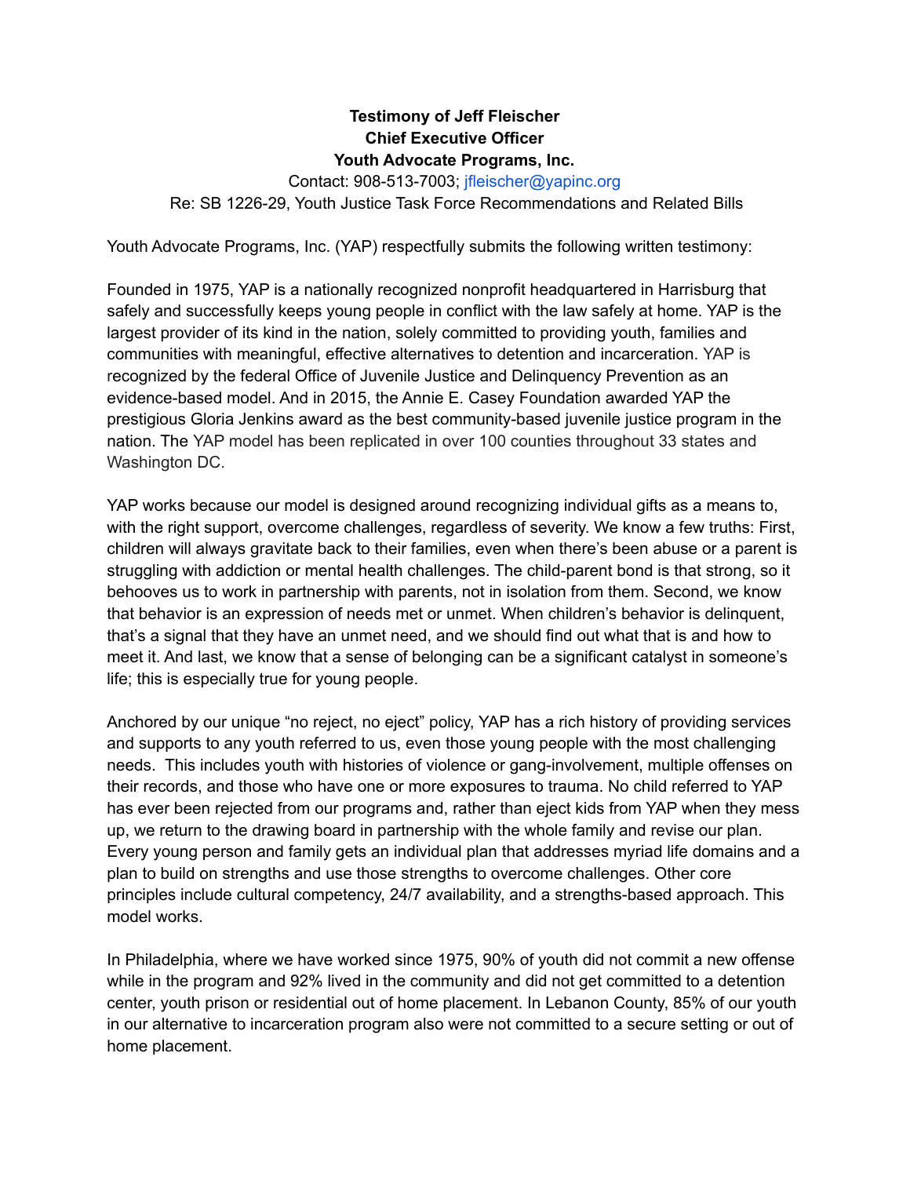**Testimony of Jeff Fleischer**
**Chief Executive Officer**
**Youth Advocate Programs, Inc.**

Contact: 908-513-7003; jfleischer@yapinc.org
Re: SB 1226-29, Youth Justice Task Force Recommendations and Related Bills

Youth Advocate Programs, Inc. (YAP) respectfully submits the following written testimony:

Founded in 1975, YAP is a nationally recognized nonprofit headquartered in Harrisburg that safely and successfully keeps young people in conflict with the law safely at home. YAP is the largest provider of its kind in the nation, solely committed to providing youth, families and communities with meaningful, effective alternatives to detention and incarceration. YAP is recognized by the federal Office of Juvenile Justice and Delinquency Prevention as an evidence-based model. And in 2015, the Annie E. Casey Foundation awarded YAP the prestigious Gloria Jenkins award as the best community-based juvenile justice program in the nation. The YAP model has been replicated in over 100 counties throughout 33 states and Washington DC.

YAP works because our model is designed around recognizing individual gifts as a means to, with the right support, overcome challenges, regardless of severity. We know a few truths: First, children will always gravitate back to their families, even when there's been abuse or a parent is struggling with addiction or mental health challenges. The child-parent bond is that strong, so it behooves us to work in partnership with parents, not in isolation from them. Second, we know that behavior is an expression of needs met or unmet. When children's behavior is delinquent, that's a signal that they have an unmet need, and we should find out what that is and how to meet it. And last, we know that a sense of belonging can be a significant catalyst in someone's life; this is especially true for young people.

Anchored by our unique "no reject, no eject" policy, YAP has a rich history of providing services and supports to any youth referred to us, even those young people with the most challenging needs. This includes youth with histories of violence or gang-involvement, multiple offenses on their records, and those who have one or more exposures to trauma. No child referred to YAP has ever been rejected from our programs and, rather than eject kids from YAP when they mess up, we return to the drawing board in partnership with the whole family and revise our plan. Every young person and family gets an individual plan that addresses myriad life domains and a plan to build on strengths and use those strengths to overcome challenges. Other core principles include cultural competency, 24/7 availability, and a strengths-based approach. This model works.

In Philadelphia, where we have worked since 1975, 90% of youth did not commit a new offense while in the program and 92% lived in the community and did not get committed to a detention center, youth prison or residential out of home placement. In Lebanon County, 85% of our youth in our alternative to incarceration program also were not committed to a secure setting or out of home placement.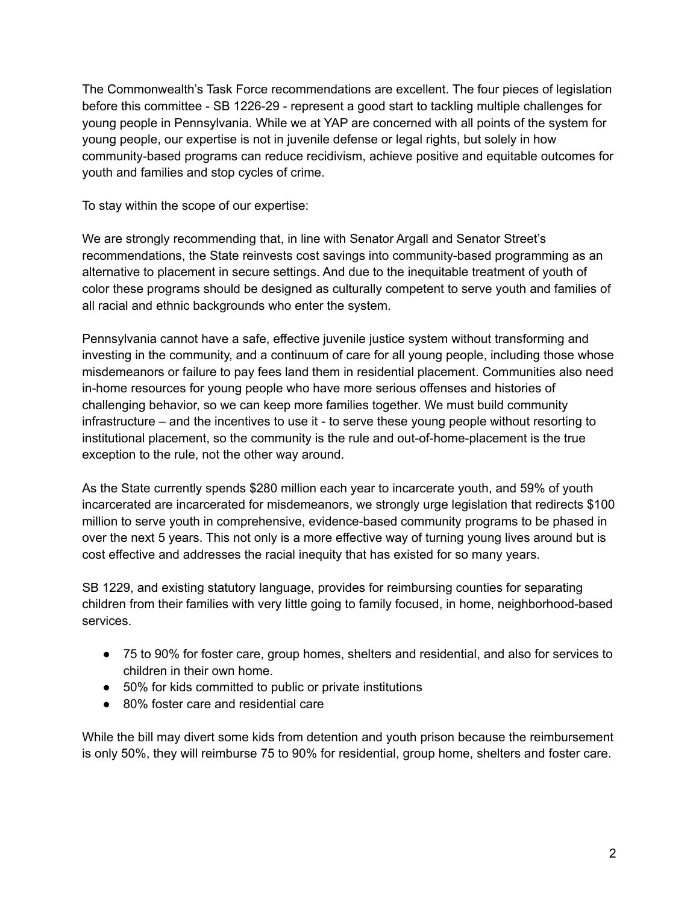The Commonwealth's Task Force recommendations are excellent. The four pieces of legislation before this committee - SB 1226-29 - represent a good start to tackling multiple challenges for young people in Pennsylvania. While we at YAP are concerned with all points of the system for young people, our expertise is not in juvenile defense or legal rights, but solely in how community-based programs can reduce recidivism, achieve positive and equitable outcomes for youth and families and stop cycles of crime.

To stay within the scope of our expertise:

We are strongly recommending that, in line with Senator Argall and Senator Street's recommendations, the State reinvests cost savings into community-based programming as an alternative to placement in secure settings. And due to the inequitable treatment of youth of color these programs should be designed as culturally competent to serve youth and families of all racial and ethnic backgrounds who enter the system.

Pennsylvania cannot have a safe, effective juvenile justice system without transforming and investing in the community, and a continuum of care for all young people, including those whose misdemeanors or failure to pay fees land them in residential placement. Communities also need in-home resources for young people who have more serious offenses and histories of challenging behavior, so we can keep more families together. We must build community infrastructure – and the incentives to use it - to serve these young people without resorting to institutional placement, so the community is the rule and out-of-home-placement is the true exception to the rule, not the other way around.

As the State currently spends $280 million each year to incarcerate youth, and 59% of youth incarcerated are incarcerated for misdemeanors, we strongly urge legislation that redirects $100 million to serve youth in comprehensive, evidence-based community programs to be phased in over the next 5 years. This not only is a more effective way of turning young lives around but is cost effective and addresses the racial inequity that has existed for so many years.

SB 1229, and existing statutory language, provides for reimbursing counties for separating children from their families with very little going to family focused, in home, neighborhood-based services.

- 75 to 90% for foster care, group homes, shelters and residential, and also for services to children in their own home.
- 50% for kids committed to public or private institutions
- 80% foster care and residential care

While the bill may divert some kids from detention and youth prison because the reimbursement is only 50%, they will reimburse 75 to 90% for residential, group home, shelters and foster care.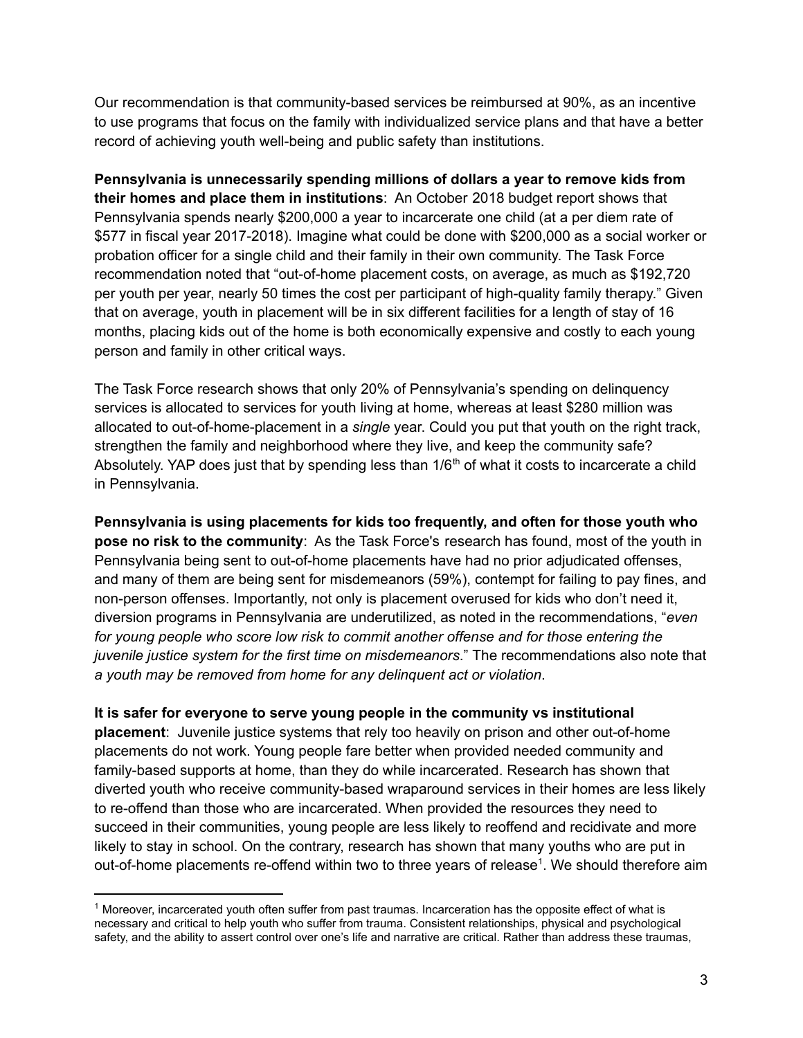Our recommendation is that community-based services be reimbursed at 90%, as an incentive to use programs that focus on the family with individualized service plans and that have a better record of achieving youth well-being and public safety than institutions.

**Pennsylvania is unnecessarily spending millions of dollars a year to remove kids from their homes and place them in institutions**: An October 2018 budget report shows that Pennsylvania spends nearly $200,000 a year to incarcerate one child (at a per diem rate of $577 in fiscal year 2017-2018). Imagine what could be done with $200,000 as a social worker or probation officer for a single child and their family in their own community. The Task Force recommendation noted that "out-of-home placement costs, on average, as much as $192,720 per youth per year, nearly 50 times the cost per participant of high-quality family therapy." Given that on average, youth in placement will be in six different facilities for a length of stay of 16 months, placing kids out of the home is both economically expensive and costly to each young person and family in other critical ways.

The Task Force research shows that only 20% of Pennsylvania's spending on delinquency services is allocated to services for youth living at home, whereas at least $280 million was allocated to out-of-home-placement in a *single* year. Could you put that youth on the right track, strengthen the family and neighborhood where they live, and keep the community safe? Absolutely. YAP does just that by spending less than 1/6th of what it costs to incarcerate a child in Pennsylvania.

**Pennsylvania is using placements for kids too frequently, and often for those youth who pose no risk to the community**: As the Task Force's research has found, most of the youth in Pennsylvania being sent to out-of-home placements have had no prior adjudicated offenses, and many of them are being sent for misdemeanors (59%), contempt for failing to pay fines, and non-person offenses. Importantly, not only is placement overused for kids who don't need it, diversion programs in Pennsylvania are underutilized, as noted in the recommendations, "*even for young people who score low risk to commit another offense and for those entering the juvenile justice system for the first time on misdemeanors*." The recommendations also note that *a youth may be removed from home for any delinquent act or violation*.

**It is safer for everyone to serve young people in the community vs institutional placement**: Juvenile justice systems that rely too heavily on prison and other out-of-home placements do not work. Young people fare better when provided needed community and family-based supports at home, than they do while incarcerated. Research has shown that diverted youth who receive community-based wraparound services in their homes are less likely to re-offend than those who are incarcerated. When provided the resources they need to succeed in their communities, young people are less likely to reoffend and recidivate and more likely to stay in school. On the contrary, research has shown that many youths who are put in out-of-home placements re-offend within two to three years of release[1]. We should therefore aim

---

[1] Moreover, incarcerated youth often suffer from past traumas. Incarceration has the opposite effect of what is necessary and critical to help youth who suffer from trauma. Consistent relationships, physical and psychological safety, and the ability to assert control over one's life and narrative are critical. Rather than address these traumas,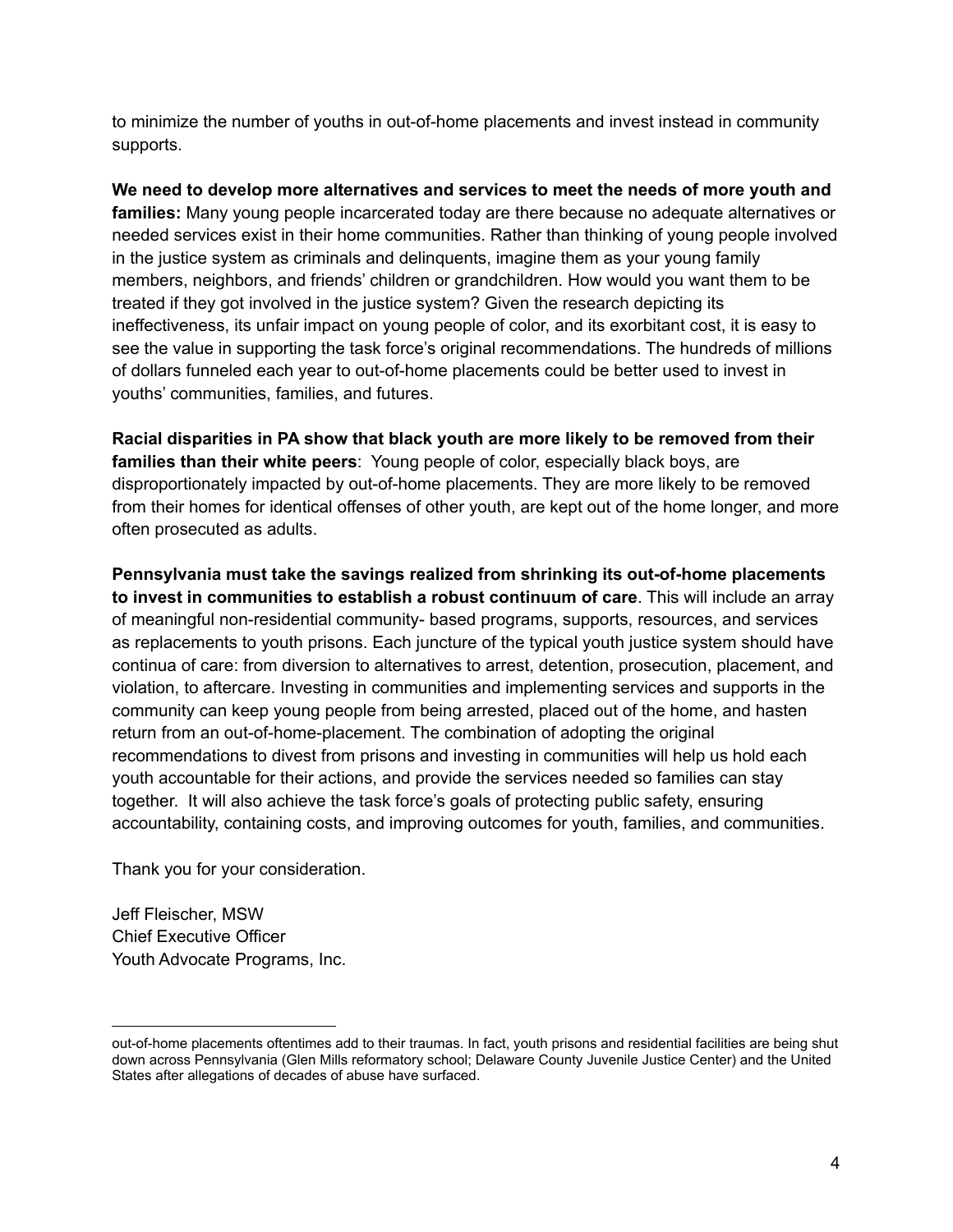to minimize the number of youths in out-of-home placements and invest instead in community supports.

**We need to develop more alternatives and services to meet the needs of more youth and families:** Many young people incarcerated today are there because no adequate alternatives or needed services exist in their home communities. Rather than thinking of young people involved in the justice system as criminals and delinquents, imagine them as your young family members, neighbors, and friends' children or grandchildren. How would you want them to be treated if they got involved in the justice system? Given the research depicting its ineffectiveness, its unfair impact on young people of color, and its exorbitant cost, it is easy to see the value in supporting the task force's original recommendations. The hundreds of millions of dollars funneled each year to out-of-home placements could be better used to invest in youths' communities, families, and futures.

**Racial disparities in PA show that black youth are more likely to be removed from their families than their white peers**: Young people of color, especially black boys, are disproportionately impacted by out-of-home placements. They are more likely to be removed from their homes for identical offenses of other youth, are kept out of the home longer, and more often prosecuted as adults.

**Pennsylvania must take the savings realized from shrinking its out-of-home placements to invest in communities to establish a robust continuum of care**. This will include an array of meaningful non-residential community- based programs, supports, resources, and services as replacements to youth prisons. Each juncture of the typical youth justice system should have continua of care: from diversion to alternatives to arrest, detention, prosecution, placement, and violation, to aftercare. Investing in communities and implementing services and supports in the community can keep young people from being arrested, placed out of the home, and hasten return from an out-of-home-placement. The combination of adopting the original recommendations to divest from prisons and investing in communities will help us hold each youth accountable for their actions, and provide the services needed so families can stay together. It will also achieve the task force's goals of protecting public safety, ensuring accountability, containing costs, and improving outcomes for youth, families, and communities.

Thank you for your consideration.

Jeff Fleischer, MSW
Chief Executive Officer
Youth Advocate Programs, Inc.

---

out-of-home placements oftentimes add to their traumas. In fact, youth prisons and residential facilities are being shut down across Pennsylvania (Glen Mills reformatory school; Delaware County Juvenile Justice Center) and the United States after allegations of decades of abuse have surfaced.